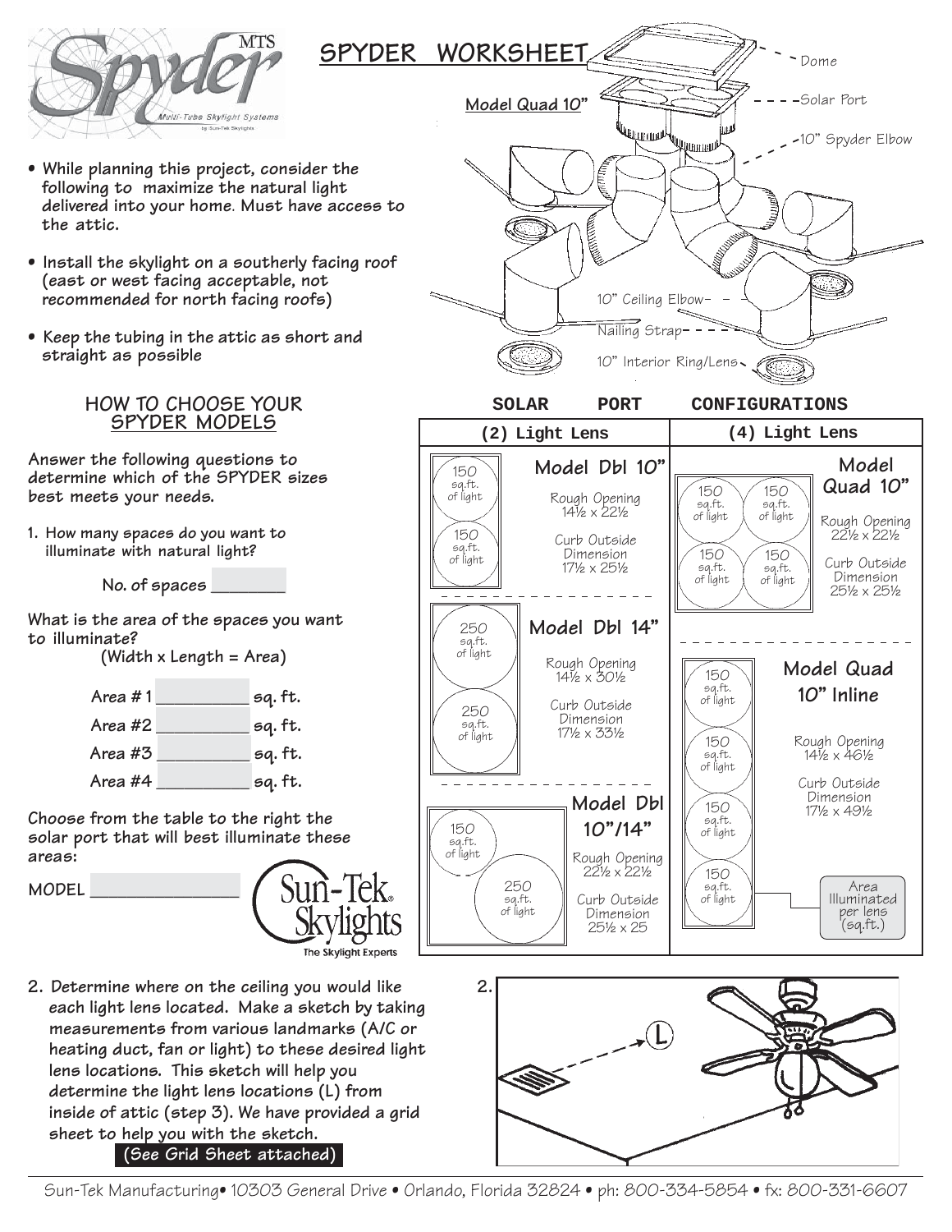# SPYDER WORKSHEET

**Model Quad 10"**

Dome
Solar Port
10" Spyder Elbow
10" Ceiling Elbow
Nailing Strap
10" Interior Ring/Lens

- **While planning this project, consider the following to maximize the natural light delivered into your home. Must have access to the attic.**
- **Install the skylight on a southerly facing roof (east or west facing acceptable, not recommended for north facing roofs)**
- **Keep the tubing in the attic as short and straight as possible**

## HOW TO CHOOSE YOUR SPYDER MODELS

**Answer the following questions to determine which of the SPYDER sizes best meets your needs.**

**1. How many spaces do you want to illuminate with natural light?**

**No. of spaces ________**

**What is the area of the spaces you want to illuminate?**
**(Width x Length = Area)**

**Area # 1 __________ sq. ft.**
**Area #2 __________ sq. ft.**
**Area #3 __________ sq. ft.**
**Area #4 __________ sq. ft.**

**Choose from the table to the right the solar port that will best illuminate these areas:**

**MODEL ________________**

Sun-Tek Skylights
The Skylight Experts

## SOLAR PORT CONFIGURATIONS

| (2) Light Lens | (4) Light Lens |
|---|---|
| **Model Dbl 10"** — Lenses: 150 sq.ft. of light, 150 sq.ft. of light. Rough Opening 14½ x 22½. Curb Outside Dimension 17½ x 25½ | **Model Quad 10"** — Lenses: 150 sq.ft. of light (x4). Rough Opening 22½ x 22½. Curb Outside Dimension 25½ x 25½ |
| **Model Dbl 14"** — Lenses: 250 sq.ft. of light, 250 sq.ft. of light. Rough Opening 14½ x 30½. Curb Outside Dimension 17½ x 33½ | **Model Quad 10" Inline** — Lenses: 150 sq.ft. of light (x4). Rough Opening 14½ x 46½. Curb Outside Dimension 17½ x 49½ |
| **Model Dbl 10"/14"** — Lenses: 150 sq.ft. of light, 250 sq.ft. of light. Rough Opening 22½ x 22½. Curb Outside Dimension 25½ x 25 | Area Illuminated per lens (sq.ft.) |

**2. Determine where on the ceiling you would like each light lens located. Make a sketch by taking measurements from various landmarks (A/C or heating duct, fan or light) to these desired light lens locations. This sketch will help you determine the light lens locations (L) from inside of attic (step 3). We have provided a grid sheet to help you with the sketch.**

**(See Grid Sheet attached)**

2. L

Sun-Tek Manufacturing• 10303 General Drive • Orlando, Florida 32824 • ph: 800-334-5854 • fx: 800-331-6607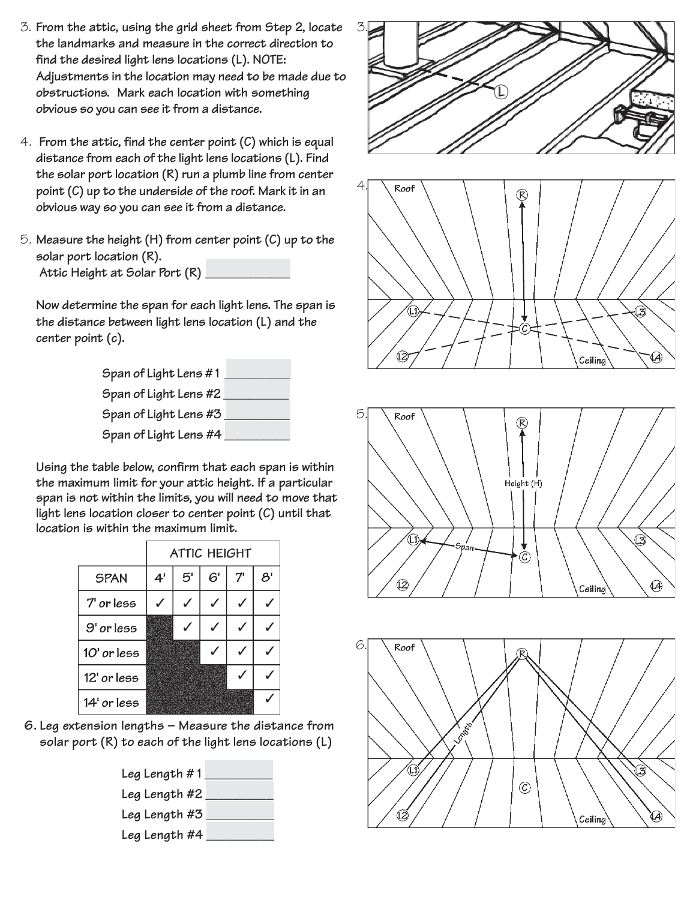3. From the attic, using the grid sheet from Step 2, locate the landmarks and measure in the correct direction to find the desired light lens locations (L). NOTE: Adjustments in the location may need to be made due to obstructions. Mark each location with something obvious so you can see it from a distance.

4. From the attic, find the center point (C) which is equal distance from each of the light lens locations (L). Find the solar port location (R) run a plumb line from center point (C) up to the underside of the roof. Mark it in an obvious way so you can see it from a distance.

5. Measure the height (H) from center point (C) up to the solar port location (R).
   Attic Height at Solar Port (R) ____________

   Now determine the span for each light lens. The span is the distance between light lens location (L) and the center point (c).

   Span of Light Lens # 1 __________
   Span of Light Lens #2 __________
   Span of Light Lens #3 __________
   Span of Light Lens #4 __________

   Using the table below, confirm that each span is within the maximum limit for your attic height. If a particular span is not within the limits, you will need to move that light lens location closer to center point (C) until that location is within the maximum limit.

| SPAN | ATTIC HEIGHT | | | | |
|---|---|---|---|---|---|
| | 4' | 5' | 6' | 7' | 8' |
| 7' or less | ✓ | ✓ | ✓ | ✓ | ✓ |
| 9' or less | | ✓ | ✓ | ✓ | ✓ |
| 10' or less | | | ✓ | ✓ | ✓ |
| 12' or less | | | | ✓ | ✓ |
| 14' or less | | | | | ✓ |

6. Leg extension lengths – Measure the distance from solar port (R) to each of the light lens locations (L)

   Leg Length # 1 __________
   Leg Length #2 __________
   Leg Length #3 __________
   Leg Length #4 __________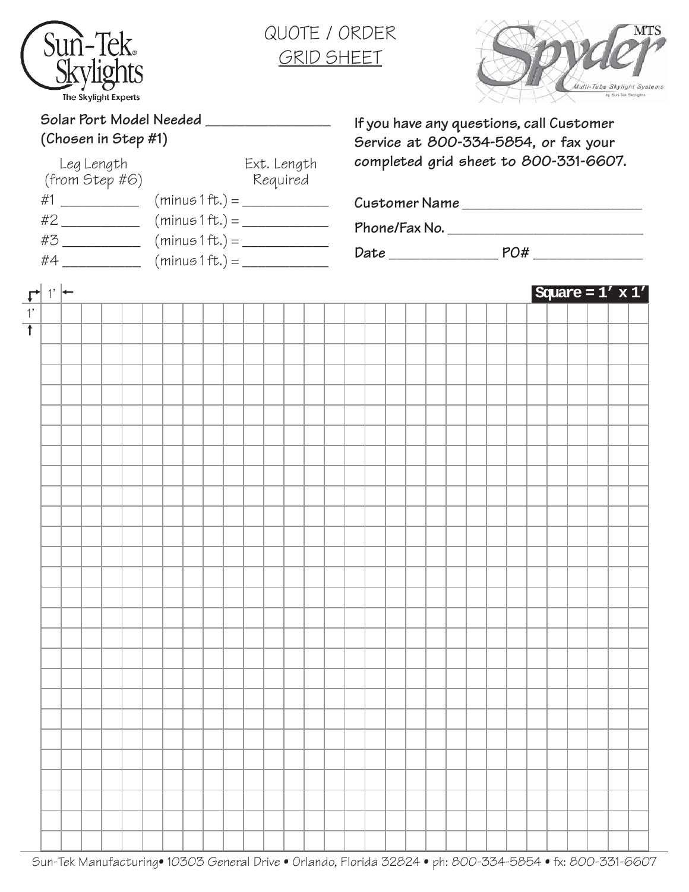# QUOTE / ORDER GRID SHEET

Sun-Tek Skylights
The Skylight Experts

MTS Spyder
Multi-Tube Skylight Systems by Sun-Tek Skylights

**Solar Port Model Needed ________________**
**(Chosen in Step #1)**

| Leg Length (from Step #6) | | Ext. Length Required |
|---|---|---|
| #1 __________ | (minus 1 ft.) = | ___________ |
| #2 __________ | (minus 1 ft.) = | ___________ |
| #3 __________ | (minus 1 ft.) = | ___________ |
| #4 __________ | (minus 1 ft.) = | ___________ |

**If you have any questions, call Customer Service at 800-334-5854, or fax your completed grid sheet to 800-331-6607.**

**Customer Name** ________________________

**Phone/Fax No.** ________________________

**Date** ______________ **PO#** ______________

1’

1’

**Square = 1’ x 1’**

Sun-Tek Manufacturing• 10303 General Drive • Orlando, Florida 32824 • ph: 800-334-5854 • fx: 800-331-6607